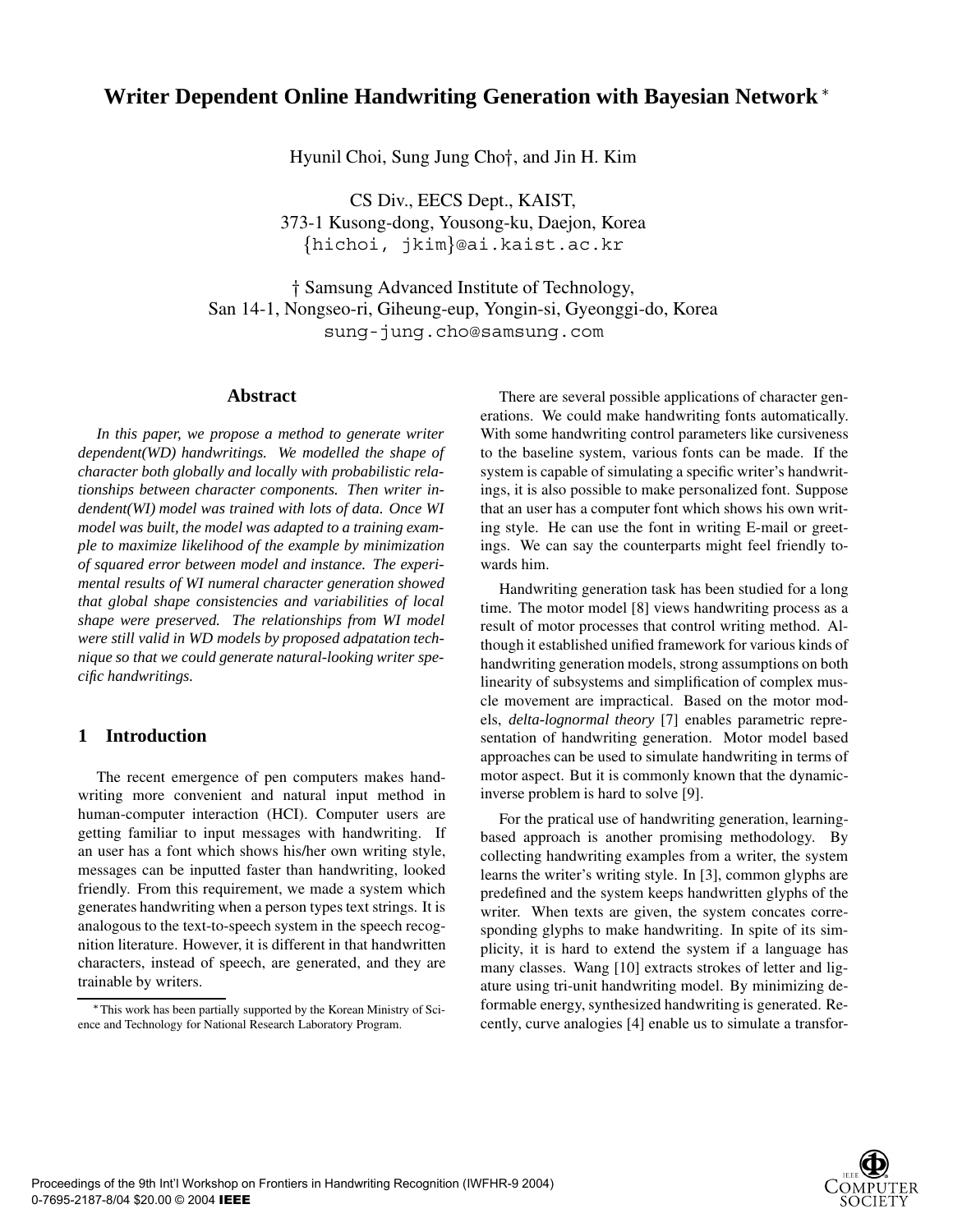# Writer Dependent Online Handwriting Generation with Bayesian Network *

Hyunil Choi, Sung Jung Cho†, and Jin H. Kim

CS Div., EECS Dept., KAIST,
373-1 Kusong-dong, Yousong-ku, Daejon, Korea
{hichoi, jkim}@ai.kaist.ac.kr

† Samsung Advanced Institute of Technology,
San 14-1, Nongseo-ri, Giheung-eup, Yongin-si, Gyeonggi-do, Korea
sung-jung.cho@samsung.com

## Abstract

*In this paper, we propose a method to generate writer dependent(WD) handwritings. We modelled the shape of character both globally and locally with probabilistic relationships between character components. Then writer independent(WI) model was trained with lots of data. Once WI model was built, the model was adapted to a training example to maximize likelihood of the example by minimization of squared error between model and instance. The experimental results of WI numeral character generation showed that global shape consistencies and variabilities of local shape were preserved. The relationships from WI model were still valid in WD models by proposed adpatation technique so that we could generate natural-looking writer specific handwritings.*

## 1 Introduction

The recent emergence of pen computers makes handwriting more convenient and natural input method in human-computer interaction (HCI). Computer users are getting familiar to input messages with handwriting. If an user has a font which shows his/her own writing style, messages can be inputted faster than handwriting, looked friendly. From this requirement, we made a system which generates handwriting when a person types text strings. It is analogous to the text-to-speech system in the speech recognition literature. However, it is different in that handwritten characters, instead of speech, are generated, and they are trainable by writers.

There are several possible applications of character generations. We could make handwriting fonts automatically. With some handwriting control parameters like cursiveness to the baseline system, various fonts can be made. If the system is capable of simulating a specific writer's handwritings, it is also possible to make personalized font. Suppose that an user has a computer font which shows his own writing style. He can use the font in writing E-mail or greetings. We can say the counterparts might feel friendly towards him.

Handwriting generation task has been studied for a long time. The motor model [8] views handwriting process as a result of motor processes that control writing method. Although it established unified framework for various kinds of handwriting generation models, strong assumptions on both linearity of subsystems and simplification of complex muscle movement are impractical. Based on the motor models, *delta-lognormal theory* [7] enables parametric representation of handwriting generation. Motor model based approaches can be used to simulate handwriting in terms of motor aspect. But it is commonly known that the dynamic-inverse problem is hard to solve [9].

For the pratical use of handwriting generation, learning-based approach is another promising methodology. By collecting handwriting examples from a writer, the system learns the writer's writing style. In [3], common glyphs are predefined and the system keeps handwritten glyphs of the writer. When texts are given, the system concates corresponding glyphs to make handwriting. In spite of its simplicity, it is hard to extend the system if a language has many classes. Wang [10] extracts strokes of letter and ligature using tri-unit handwriting model. By minimizing deformable energy, synthesized handwriting is generated. Recently, curve analogies [4] enable us to simulate a transfor-

*This work has been partially supported by the Korean Ministry of Science and Technology for National Research Laboratory Program.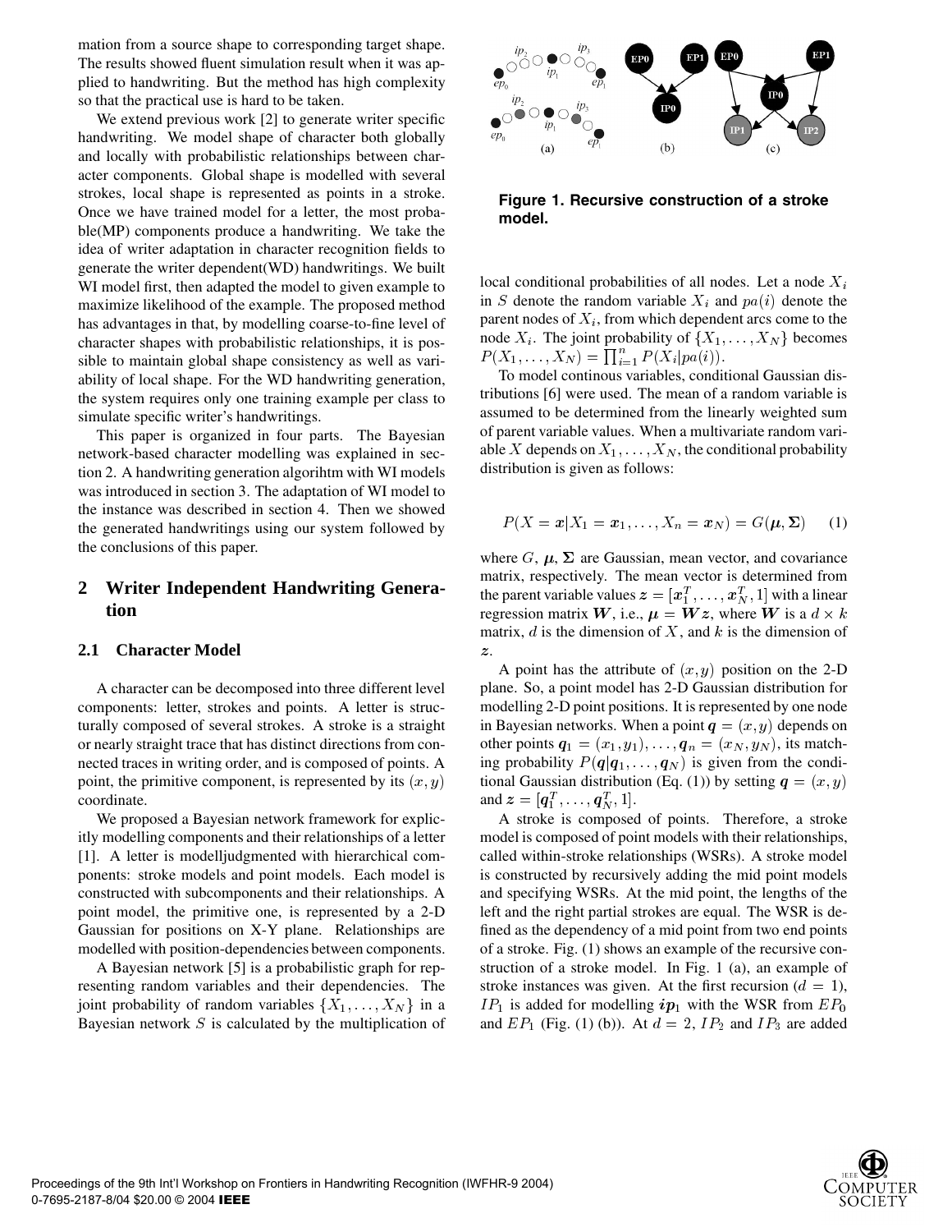mation from a source shape to corresponding target shape. The results showed fluent simulation result when it was applied to handwriting. But the method has high complexity so that the practical use is hard to be taken.

We extend previous work [2] to generate writer specific handwriting. We model shape of character both globally and locally with probabilistic relationships between character components. Global shape is modelled with several strokes, local shape is represented as points in a stroke. Once we have trained model for a letter, the most probable(MP) components produce a handwriting. We take the idea of writer adaptation in character recognition fields to generate the writer dependent(WD) handwritings. We built WI model first, then adapted the model to given example to maximize likelihood of the example. The proposed method has advantages in that, by modelling coarse-to-fine level of character shapes with probabilistic relationships, it is possible to maintain global shape consistency as well as variability of local shape. For the WD handwriting generation, the system requires only one training example per class to simulate specific writer's handwritings.

This paper is organized in four parts. The Bayesian network-based character modelling was explained in section 2. A handwriting generation algorihtm with WI models was introduced in section 3. The adaptation of WI model to the instance was described in section 4. Then we showed the generated handwritings using our system followed by the conclusions of this paper.

## 2 Writer Independent Handwriting Generation

### 2.1 Character Model

A character can be decomposed into three different level components: letter, strokes and points. A letter is structurally composed of several strokes. A stroke is a straight or nearly straight trace that has distinct directions from connected traces in writing order, and is composed of points. A point, the primitive component, is represented by its $(x, y)$ coordinate.

We proposed a Bayesian network framework for explicitly modelling components and their relationships of a letter [1]. A letter is modelljudgmented with hierarchical components: stroke models and point models. Each model is constructed with subcomponents and their relationships. A point model, the primitive one, is represented by a 2-D Gaussian for positions on X-Y plane. Relationships are modelled with position-dependencies between components.

A Bayesian network [5] is a probabilistic graph for representing random variables and their dependencies. The joint probability of random variables $\{X_1, \ldots, X_N\}$ in a Bayesian network $S$ is calculated by the multiplication of local conditional probabilities of all nodes. Let a node $X_i$ in $S$ denote the random variable $X_i$ and $pa(i)$ denote the parent nodes of $X_i$, from which dependent arcs come to the node $X_i$. The joint probability of $\{X_1, \ldots, X_N\}$ becomes $P(X_1, \ldots, X_N) = \prod_{i=1}^{n} P(X_i|pa(i))$.

**Figure 1. Recursive construction of a stroke model.**

To model continous variables, conditional Gaussian distributions [6] were used. The mean of a random variable is assumed to be determined from the linearly weighted sum of parent variable values. When a multivariate random variable $X$ depends on $X_1, \ldots, X_N$, the conditional probability distribution is given as follows:

$$P(X = \boldsymbol{x}|X_1 = \boldsymbol{x}_1, \ldots, X_n = \boldsymbol{x}_N) = G(\boldsymbol{\mu}, \boldsymbol{\Sigma}) \quad (1)$$

where $G$, $\boldsymbol{\mu}$, $\boldsymbol{\Sigma}$ are Gaussian, mean vector, and covariance matrix, respectively. The mean vector is determined from the parent variable values $\boldsymbol{z} = [\boldsymbol{x}_1^T, \ldots, \boldsymbol{x}_N^T, 1]$ with a linear regression matrix $\boldsymbol{W}$, i.e., $\boldsymbol{\mu} = \boldsymbol{W}\boldsymbol{z}$, where $\boldsymbol{W}$ is a $d \times k$ matrix, $d$ is the dimension of $X$, and $k$ is the dimension of $\boldsymbol{z}$.

A point has the attribute of $(x, y)$ position on the 2-D plane. So, a point model has 2-D Gaussian distribution for modelling 2-D point positions. It is represented by one node in Bayesian networks. When a point $\boldsymbol{q} = (x, y)$ depends on other points $\boldsymbol{q}_1 = (x_1, y_1), \ldots, \boldsymbol{q}_n = (x_N, y_N)$, its matching probability $P(\boldsymbol{q}|\boldsymbol{q}_1, \ldots, \boldsymbol{q}_N)$ is given from the conditional Gaussian distribution (Eq. (1)) by setting $\boldsymbol{q} = (x, y)$ and $\boldsymbol{z} = [\boldsymbol{q}_1^T, \ldots, \boldsymbol{q}_N^T, 1]$.

A stroke is composed of points. Therefore, a stroke model is composed of point models with their relationships, called within-stroke relationships (WSRs). A stroke model is constructed by recursively adding the mid point models and specifying WSRs. At the mid point, the lengths of the left and the right partial strokes are equal. The WSR is defined as the dependency of a mid point from two end points of a stroke. Fig. (1) shows an example of the recursive construction of a stroke model. In Fig. 1 (a), an example of stroke instances was given. At the first recursion ($d = 1$), $IP_1$ is added for modelling $\boldsymbol{ip}_1$ with the WSR from $EP_0$ and $EP_1$ (Fig. (1) (b)). At $d = 2$, $IP_2$ and $IP_3$ are added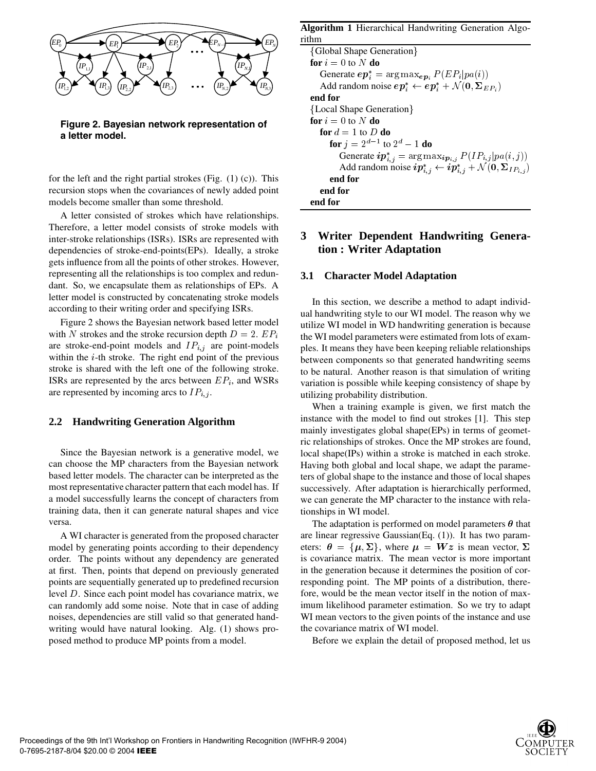**Figure 2. Bayesian network representation of a letter model.**

for the left and the right partial strokes (Fig. (1) (c)). This recursion stops when the covariances of newly added point models become smaller than some threshold.

A letter consisted of strokes which have relationships. Therefore, a letter model consists of stroke models with inter-stroke relationships (ISRs). ISRs are represented with dependencies of stroke-end-points(EPs). Ideally, a stroke gets influence from all the points of other strokes. However, representing all the relationships is too complex and redundant. So, we encapsulate them as relationships of EPs. A letter model is constructed by concatenating stroke models according to their writing order and specifying ISRs.

Figure 2 shows the Bayesian network based letter model with $N$ strokes and the stroke recursion depth $D = 2$. $EP_i$ are stroke-end-point models and $IP_{i,j}$ are point-models within the $i$-th stroke. The right end point of the previous stroke is shared with the left one of the following stroke. ISRs are represented by the arcs between $EP_i$, and WSRs are represented by incoming arcs to $IP_{i,j}$.

### 2.2 Handwriting Generation Algorithm

Since the Bayesian network is a generative model, we can choose the MP characters from the Bayesian network based letter models. The character can be interpreted as the most representative character pattern that each model has. If a model successfully learns the concept of characters from training data, then it can generate natural shapes and vice versa.

A WI character is generated from the proposed character model by generating points according to their dependency order. The points without any dependency are generated at first. Then, points that depend on previously generated points are sequentially generated up to predefined recursion level $D$. Since each point model has covariance matrix, we can randomly add some noise. Note that in case of adding noises, dependencies are still valid so that generated handwriting would have natural looking. Alg. (1) shows proposed method to produce MP points from a model.

**Algorithm 1** Hierarchical Handwriting Generation Algorithm

```
{Global Shape Generation}
for i = 0 to N do
    Generate ep*_i = argmax_{ep_i} P(EP_i | pa(i))
    Add random noise ep*_i ← ep*_i + N(0, Σ_{EP_i})
end for
{Local Shape Generation}
for i = 0 to N do
    for d = 1 to D do
        for j = 2^{d-1} to 2^d − 1 do
            Generate ip*_{i,j} = argmax_{ip_{i,j}} P(IP_{i,j} | pa(i,j))
            Add random noise ip*_{i,j} ← ip*_{i,j} + N(0, Σ_{IP_{i,j}})
        end for
    end for
end for
```

## 3 Writer Dependent Handwriting Generation : Writer Adaptation

### 3.1 Character Model Adaptation

In this section, we describe a method to adapt individual handwriting style to our WI model. The reason why we utilize WI model in WD handwriting generation is because the WI model parameters were estimated from lots of examples. It means they have been keeping reliable relationships between components so that generated handwriting seems to be natural. Another reason is that simulation of writing variation is possible while keeping consistency of shape by utilizing probability distribution.

When a training example is given, we first match the instance with the model to find out strokes [1]. This step mainly investigates global shape(EPs) in terms of geometric relationships of strokes. Once the MP strokes are found, local shape(IPs) within a stroke is matched in each stroke. Having both global and local shape, we adapt the parameters of global shape to the instance and those of local shapes successively. After adaptation is hierarchically performed, we can generate the MP character to the instance with relationships in WI model.

The adaptation is performed on model parameters $\boldsymbol{\theta}$ that are linear regressive Gaussian(Eq. (1)). It has two parameters: $\boldsymbol{\theta} = \{\boldsymbol{\mu}, \boldsymbol{\Sigma}\}$, where $\boldsymbol{\mu} = \boldsymbol{W}\boldsymbol{z}$ is mean vector, $\boldsymbol{\Sigma}$ is covariance matrix. The mean vector is more important in the generation because it determines the position of corresponding point. The MP points of a distribution, therefore, would be the mean vector itself in the notion of maximum likelihood parameter estimation. So we try to adapt WI mean vectors to the given points of the instance and use the covariance matrix of WI model.

Before we explain the detail of proposed method, let us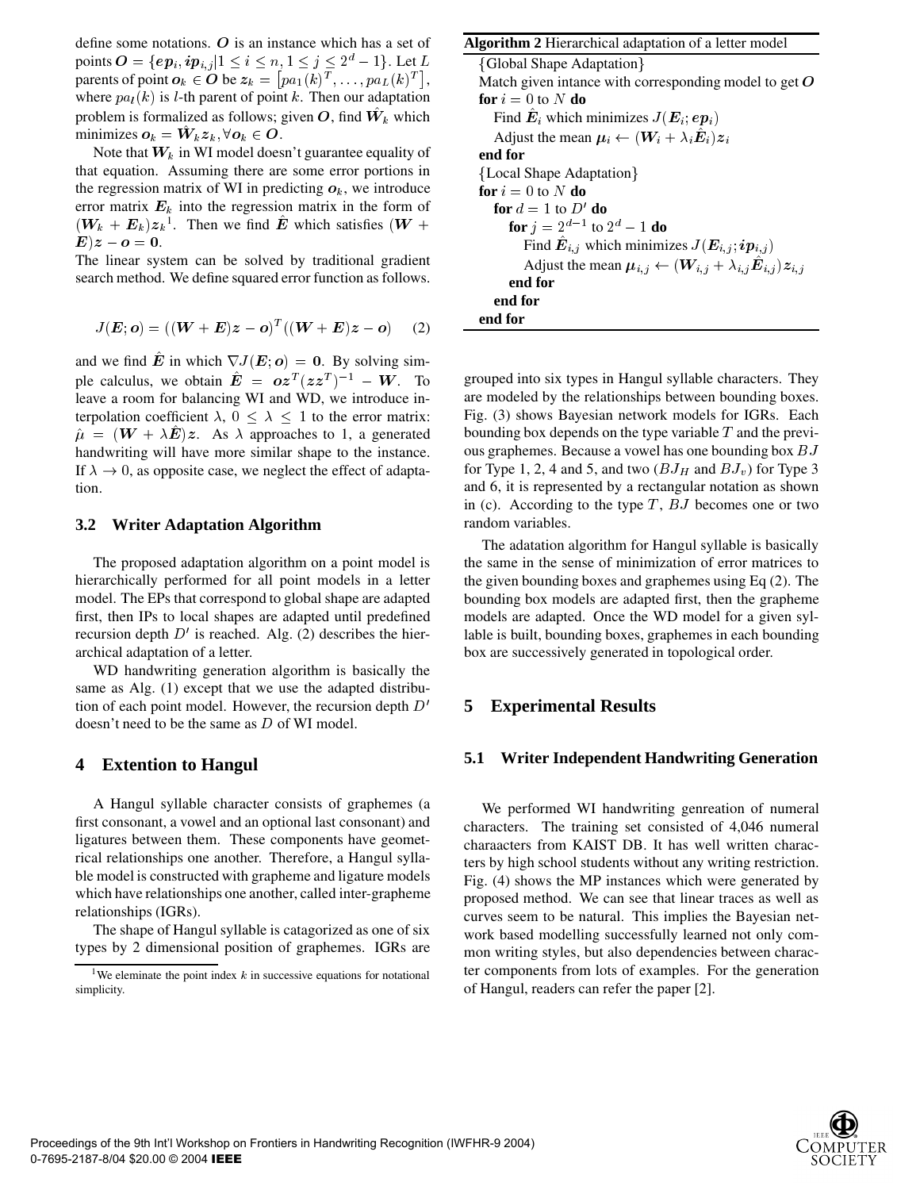define some notations. $\boldsymbol{O}$ is an instance which has a set of points $\boldsymbol{O} = \{\boldsymbol{ep}_i, \boldsymbol{ip}_{i,j} | 1 \le i \le n, 1 \le j \le 2^d - 1\}$. Let $L$ parents of point $\boldsymbol{o}_k \in \boldsymbol{O}$ be $\boldsymbol{z}_k = \left[pa_1(k)^T, \ldots, pa_L(k)^T\right]$, where $pa_l(k)$ is $l$-th parent of point $k$. Then our adaptation problem is formalized as follows; given $\boldsymbol{O}$, find $\hat{\boldsymbol{W}}_k$ which minimizes $\boldsymbol{o}_k = \hat{\boldsymbol{W}}_k \boldsymbol{z}_k, \forall \boldsymbol{o}_k \in \boldsymbol{O}$.

Note that $\boldsymbol{W}_k$ in WI model doesn't guarantee equality of that equation. Assuming there are some error portions in the regression matrix of WI in predicting $\boldsymbol{o}_k$, we introduce error matrix $\boldsymbol{E}_k$ into the regression matrix in the form of $(\boldsymbol{W}_k + \boldsymbol{E}_k)\boldsymbol{z}_k$[1]. Then we find $\hat{\boldsymbol{E}}$ which satisfies $(\boldsymbol{W} + \boldsymbol{E})\boldsymbol{z} - \boldsymbol{o} = \boldsymbol{0}$.
The linear system can be solved by traditional gradient search method. We define squared error function as follows.

$$J(\boldsymbol{E}; \boldsymbol{o}) = ((\boldsymbol{W} + \boldsymbol{E})\boldsymbol{z} - \boldsymbol{o})^T((\boldsymbol{W} + \boldsymbol{E})\boldsymbol{z} - \boldsymbol{o}) \quad (2)$$

and we find $\hat{\boldsymbol{E}}$ in which $\nabla J(\boldsymbol{E}; \boldsymbol{o}) = \boldsymbol{0}$. By solving simple calculus, we obtain $\hat{\boldsymbol{E}} = \boldsymbol{o}\boldsymbol{z}^T(\boldsymbol{z}\boldsymbol{z}^T)^{-1} - \boldsymbol{W}$. To leave a room for balancing WI and WD, we introduce interpolation coefficient $\lambda$, $0 \le \lambda \le 1$ to the error matrix: $\hat{\mu} = (\boldsymbol{W} + \lambda\hat{\boldsymbol{E}})\boldsymbol{z}$. As $\lambda$ approaches to 1, a generated handwriting will have more similar shape to the instance. If $\lambda \to 0$, as opposite case, we neglect the effect of adaptation.

### 3.2 Writer Adaptation Algorithm

The proposed adaptation algorithm on a point model is hierarchically performed for all point models in a letter model. The EPs that correspond to global shape are adapted first, then IPs to local shapes are adapted until predefined recursion depth $D'$ is reached. Alg. (2) describes the hierarchical adaptation of a letter.

WD handwriting generation algorithm is basically the same as Alg. (1) except that we use the adapted distribution of each point model. However, the recursion depth $D'$ doesn't need to be the same as $D$ of WI model.

**Algorithm 2** Hierarchical adaptation of a letter model

```
{Global Shape Adaptation}
Match given intance with corresponding model to get O
for i = 0 to N do
    Find Ê_i which minimizes J(E_i; ep_i)
    Adjust the mean μ_i ← (W_i + λ_i Ê_i) z_i
end for
{Local Shape Adaptation}
for i = 0 to N do
    for d = 1 to D' do
        for j = 2^(d−1) to 2^d − 1 do
            Find Ê_{i,j} which minimizes J(E_{i,j}; ip_{i,j})
            Adjust the mean μ_{i,j} ← (W_{i,j} + λ_{i,j} Ê_{i,j}) z_{i,j}
        end for
    end for
end for
```

## 4 Extention to Hangul

A Hangul syllable character consists of graphemes (a first consonant, a vowel and an optional last consonant) and ligatures between them. These components have geometrical relationships one another. Therefore, a Hangul syllable model is constructed with grapheme and ligature models which have relationships one another, called inter-grapheme relationships (IGRs).

The shape of Hangul syllable is catagorized as one of six types by 2 dimensional position of graphemes. IGRs are grouped into six types in Hangul syllable characters. They are modeled by the relationships between bounding boxes. Fig. (3) shows Bayesian network models for IGRs. Each bounding box depends on the type variable $T$ and the previous graphemes. Because a vowel has one bounding box $BJ$ for Type 1, 2, 4 and 5, and two ($BJ_H$ and $BJ_v$) for Type 3 and 6, it is represented by a rectangular notation as shown in (c). According to the type $T$, $BJ$ becomes one or two random variables.

The adatation algorithm for Hangul syllable is basically the same in the sense of minimization of error matrices to the given bounding boxes and graphemes using Eq (2). The bounding box models are adapted first, then the grapheme models are adapted. Once the WD model for a given syllable is built, bounding boxes, graphemes in each bounding box are successively generated in topological order.

## 5 Experimental Results

### 5.1 Writer Independent Handwriting Generation

We performed WI handwriting genreation of numeral characters. The training set consisted of 4,046 numeral charaacters from KAIST DB. It has well written characters by high school students without any writing restriction. Fig. (4) shows the MP instances which were generated by proposed method. We can see that linear traces as well as curves seem to be natural. This implies the Bayesian network based modelling successfully learned not only common writing styles, but also dependencies between character components from lots of examples. For the generation of Hangul, readers can refer the paper [2].

[1] We eleminate the point index $k$ in successive equations for notational simplicity.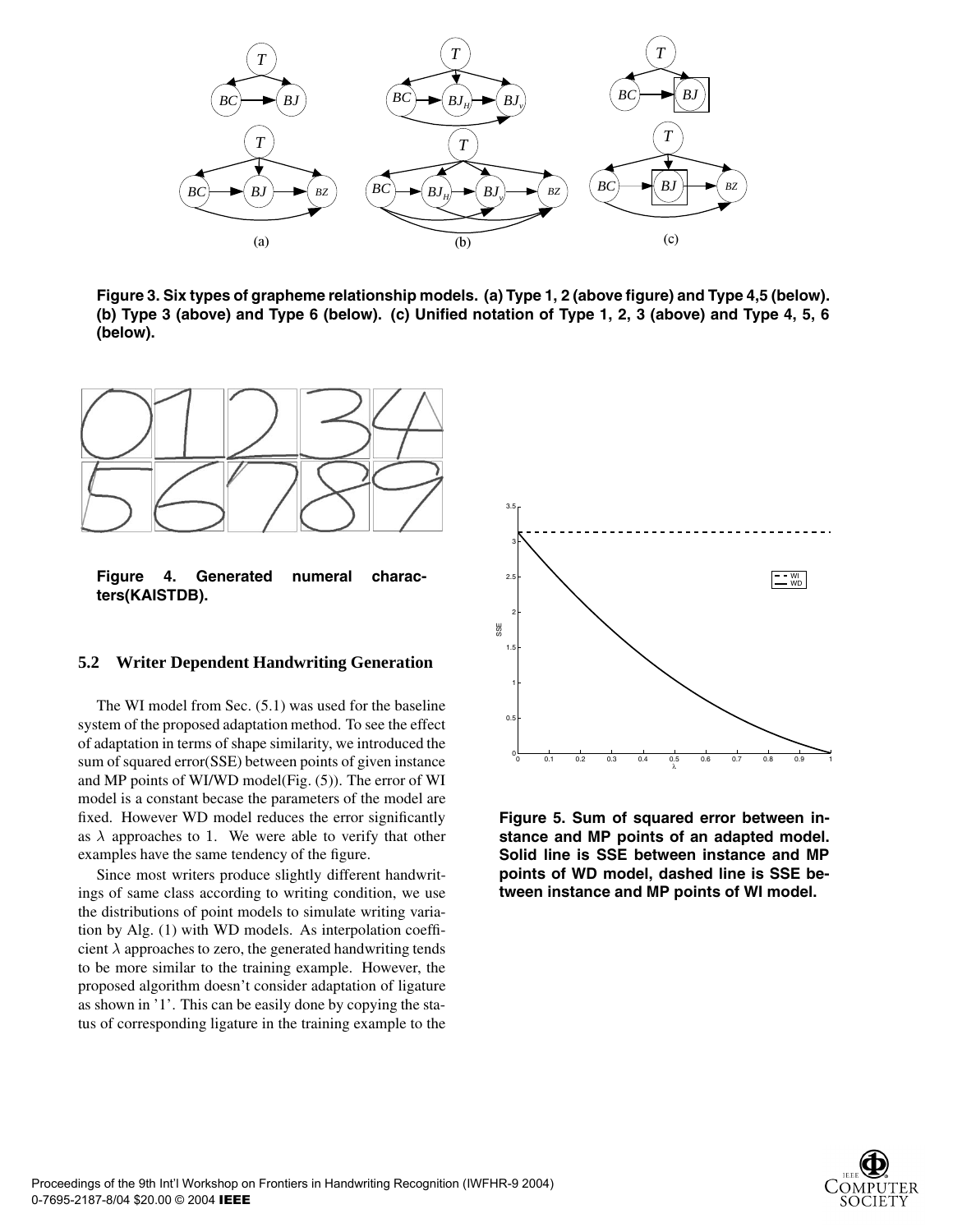Figure 3. Six types of grapheme relationship models. (a) Type 1, 2 (above figure) and Type 4,5 (below). (b) Type 3 (above) and Type 6 (below). (c) Unified notation of Type 1, 2, 3 (above) and Type 4, 5, 6 (below).

Figure 4. Generated numeral characters(KAISTDB).

### 5.2 Writer Dependent Handwriting Generation

The WI model from Sec. (5.1) was used for the baseline system of the proposed adaptation method. To see the effect of adaptation in terms of shape similarity, we introduced the sum of squared error(SSE) between points of given instance and MP points of WI/WD model(Fig. (5)). The error of WI model is a constant becase the parameters of the model are fixed. However WD model reduces the error significantly as $\lambda$ approaches to 1. We were able to verify that other examples have the same tendency of the figure.

Since most writers produce slightly different handwritings of same class according to writing condition, we use the distributions of point models to simulate writing variation by Alg. (1) with WD models. As interpolation coefficient $\lambda$ approaches to zero, the generated handwriting tends to be more similar to the training example. However, the proposed algorithm doesn't consider adaptation of ligature as shown in '1'. This can be easily done by copying the status of corresponding ligature in the training example to the

Figure 5. Sum of squared error between instance and MP points of an adapted model. Solid line is SSE between instance and MP points of WD model, dashed line is SSE between instance and MP points of WI model.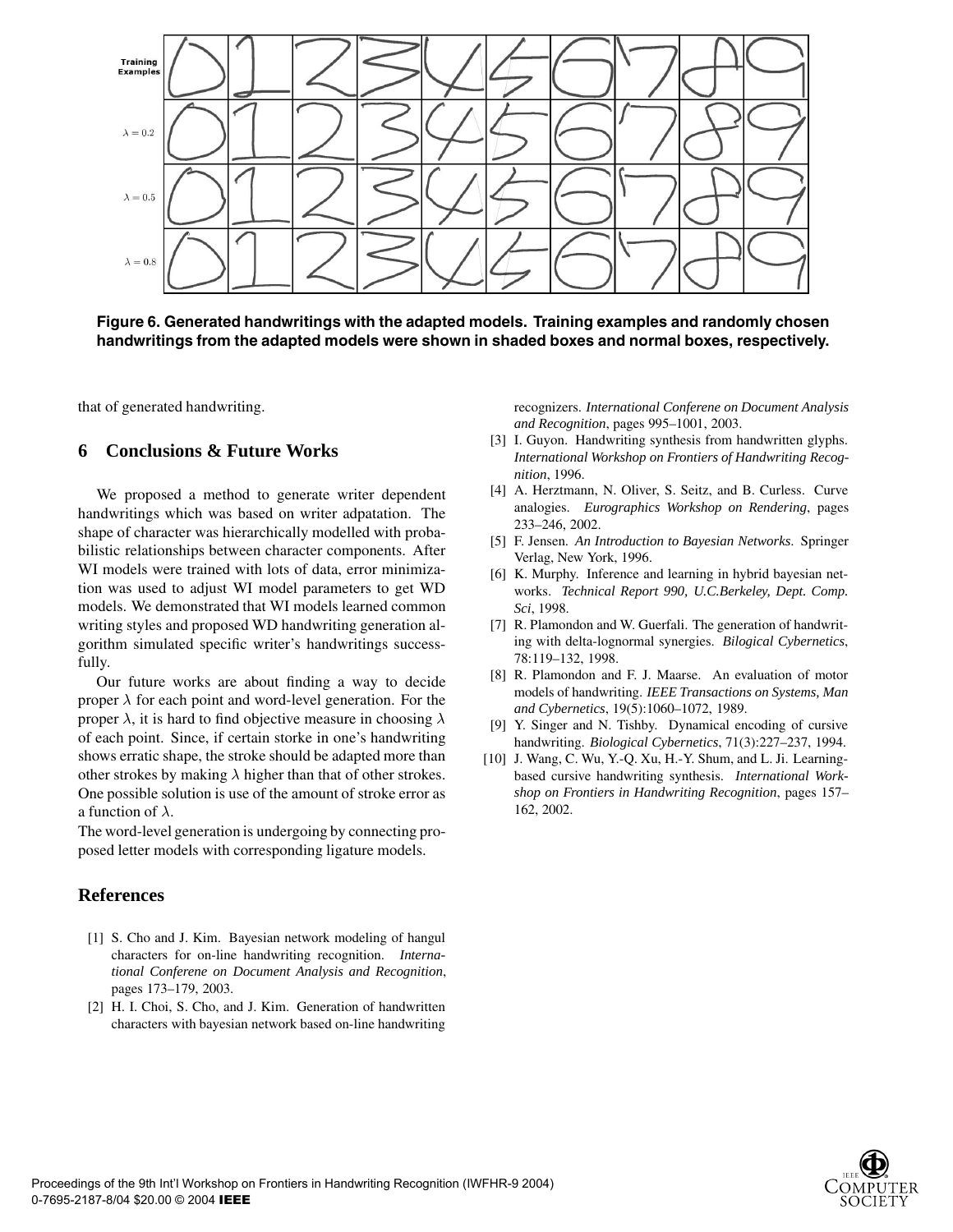Training Examples

$\lambda = 0.2$

$\lambda = 0.5$

$\lambda = 0.8$

**Figure 6. Generated handwritings with the adapted models. Training examples and randomly chosen handwritings from the adapted models were shown in shaded boxes and normal boxes, respectively.**

that of generated handwriting.

## 6 Conclusions & Future Works

We proposed a method to generate writer dependent handwritings which was based on writer adpatation. The shape of character was hierarchically modelled with probabilistic relationships between character components. After WI models were trained with lots of data, error minimization was used to adjust WI model parameters to get WD models. We demonstrated that WI models learned common writing styles and proposed WD handwriting generation algorithm simulated specific writer's handwritings successfully.

Our future works are about finding a way to decide proper $\lambda$ for each point and word-level generation. For the proper $\lambda$, it is hard to find objective measure in choosing $\lambda$ of each point. Since, if certain storke in one's handwriting shows erratic shape, the stroke should be adapted more than other strokes by making $\lambda$ higher than that of other strokes. One possible solution is use of the amount of stroke error as a function of $\lambda$.

The word-level generation is undergoing by connecting proposed letter models with corresponding ligature models.

## References

[1] S. Cho and J. Kim. Bayesian network modeling of hangul characters for on-line handwriting recognition. *International Conferene on Document Analysis and Recognition*, pages 173–179, 2003.

[2] H. I. Choi, S. Cho, and J. Kim. Generation of handwritten characters with bayesian network based on-line handwriting recognizers. *International Conferene on Document Analysis and Recognition*, pages 995–1001, 2003.

[3] I. Guyon. Handwriting synthesis from handwritten glyphs. *International Workshop on Frontiers of Handwriting Recognition*, 1996.

[4] A. Herztmann, N. Oliver, S. Seitz, and B. Curless. Curve analogies. *Eurographics Workshop on Rendering*, pages 233–246, 2002.

[5] F. Jensen. *An Introduction to Bayesian Networks*. Springer Verlag, New York, 1996.

[6] K. Murphy. Inference and learning in hybrid bayesian networks. *Technical Report 990, U.C.Berkeley, Dept. Comp. Sci*, 1998.

[7] R. Plamondon and W. Guerfali. The generation of handwriting with delta-lognormal synergies. *Bilogical Cybernetics*, 78:119–132, 1998.

[8] R. Plamondon and F. J. Maarse. An evaluation of motor models of handwriting. *IEEE Transactions on Systems, Man and Cybernetics*, 19(5):1060–1072, 1989.

[9] Y. Singer and N. Tishby. Dynamical encoding of cursive handwriting. *Biological Cybernetics*, 71(3):227–237, 1994.

[10] J. Wang, C. Wu, Y.-Q. Xu, H.-Y. Shum, and L. Ji. Learning-based cursive handwriting synthesis. *International Workshop on Frontiers in Handwriting Recognition*, pages 157–162, 2002.